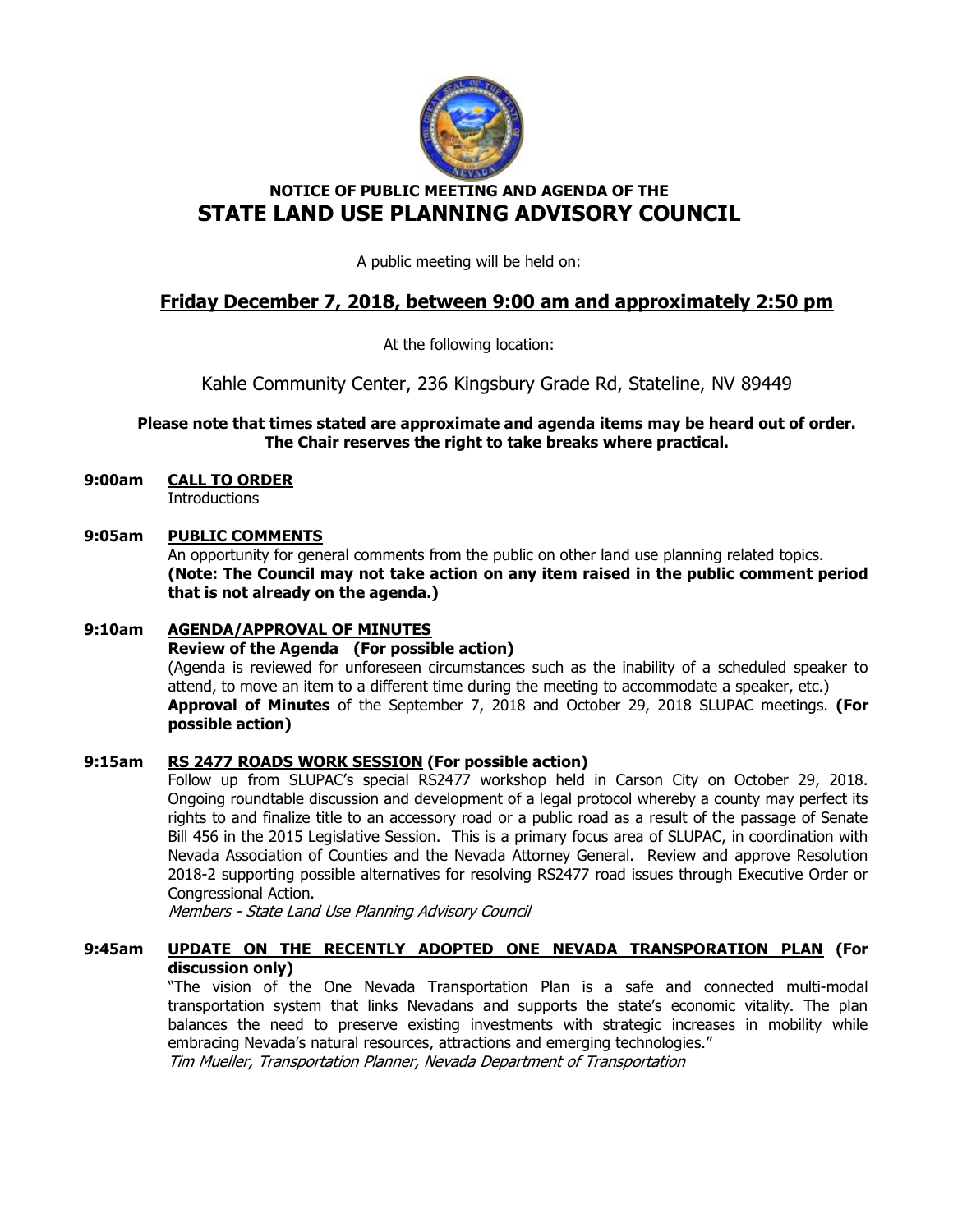## NOTICE OF PUBLIC MEETING AND AGENDA OF THE

# STATE LAND USE PLANNING ADVISORY COUNCIL

A public meeting will be held on:

## Friday December 7, 2018, between 9:00 am and approximately 2:50 pm

At the following location:

Kahle Community Center, 236 Kingsbury Grade Rd, Stateline, NV 89449

**Please note that times stated are approximate and agenda items may be heard out of order. The Chair reserves the right to take breaks where practical.**

**9:00am** **CALL TO ORDER**
Introductions

**9:05am** **PUBLIC COMMENTS**
An opportunity for general comments from the public on other land use planning related topics. **(Note: The Council may not take action on any item raised in the public comment period that is not already on the agenda.)**

**9:10am** **AGENDA/APPROVAL OF MINUTES**
**Review of the Agenda (For possible action)**
(Agenda is reviewed for unforeseen circumstances such as the inability of a scheduled speaker to attend, to move an item to a different time during the meeting to accommodate a speaker, etc.)
**Approval of Minutes** of the September 7, 2018 and October 29, 2018 SLUPAC meetings. **(For possible action)**

**9:15am** **RS 2477 ROADS WORK SESSION (For possible action)**
Follow up from SLUPAC's special RS2477 workshop held in Carson City on October 29, 2018. Ongoing roundtable discussion and development of a legal protocol whereby a county may perfect its rights to and finalize title to an accessory road or a public road as a result of the passage of Senate Bill 456 in the 2015 Legislative Session. This is a primary focus area of SLUPAC, in coordination with Nevada Association of Counties and the Nevada Attorney General. Review and approve Resolution 2018-2 supporting possible alternatives for resolving RS2477 road issues through Executive Order or Congressional Action.
*Members - State Land Use Planning Advisory Council*

**9:45am** **UPDATE ON THE RECENTLY ADOPTED ONE NEVADA TRANSPORATION PLAN (For discussion only)**
"The vision of the One Nevada Transportation Plan is a safe and connected multi-modal transportation system that links Nevadans and supports the state's economic vitality. The plan balances the need to preserve existing investments with strategic increases in mobility while embracing Nevada's natural resources, attractions and emerging technologies."
*Tim Mueller, Transportation Planner, Nevada Department of Transportation*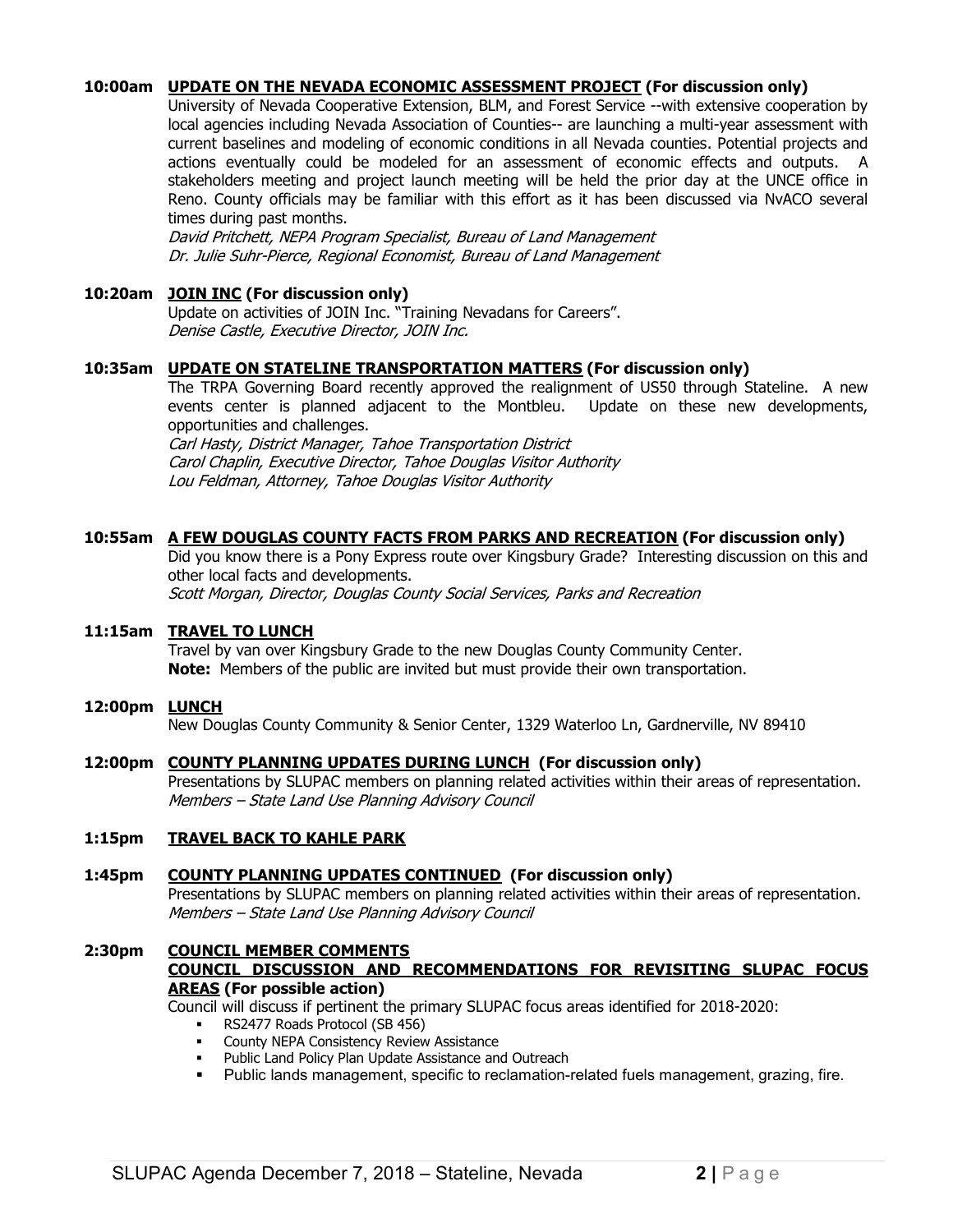**10:00am** **UPDATE ON THE NEVADA ECONOMIC ASSESSMENT PROJECT (For discussion only)**

University of Nevada Cooperative Extension, BLM, and Forest Service --with extensive cooperation by local agencies including Nevada Association of Counties-- are launching a multi-year assessment with current baselines and modeling of economic conditions in all Nevada counties. Potential projects and actions eventually could be modeled for an assessment of economic effects and outputs. A stakeholders meeting and project launch meeting will be held the prior day at the UNCE office in Reno. County officials may be familiar with this effort as it has been discussed via NvACO several times during past months.

*David Pritchett, NEPA Program Specialist, Bureau of Land Management*
*Dr. Julie Suhr-Pierce, Regional Economist, Bureau of Land Management*

**10:20am** **JOIN INC (For discussion only)**

Update on activities of JOIN Inc. "Training Nevadans for Careers".

*Denise Castle, Executive Director, JOIN Inc.*

**10:35am** **UPDATE ON STATELINE TRANSPORTATION MATTERS (For discussion only)**

The TRPA Governing Board recently approved the realignment of US50 through Stateline. A new events center is planned adjacent to the Montbleu. Update on these new developments, opportunities and challenges.

*Carl Hasty, District Manager, Tahoe Transportation District*
*Carol Chaplin, Executive Director, Tahoe Douglas Visitor Authority*
*Lou Feldman, Attorney, Tahoe Douglas Visitor Authority*

**10:55am** **A FEW DOUGLAS COUNTY FACTS FROM PARKS AND RECREATION (For discussion only)**

Did you know there is a Pony Express route over Kingsbury Grade? Interesting discussion on this and other local facts and developments.

*Scott Morgan, Director, Douglas County Social Services, Parks and Recreation*

**11:15am** **TRAVEL TO LUNCH**

Travel by van over Kingsbury Grade to the new Douglas County Community Center.
**Note:** Members of the public are invited but must provide their own transportation.

**12:00pm** **LUNCH**

New Douglas County Community & Senior Center, 1329 Waterloo Ln, Gardnerville, NV 89410

**12:00pm** **COUNTY PLANNING UPDATES DURING LUNCH (For discussion only)**

Presentations by SLUPAC members on planning related activities within their areas of representation.

*Members – State Land Use Planning Advisory Council*

**1:15pm** **TRAVEL BACK TO KAHLE PARK**

**1:45pm** **COUNTY PLANNING UPDATES CONTINUED (For discussion only)**

Presentations by SLUPAC members on planning related activities within their areas of representation.

*Members – State Land Use Planning Advisory Council*

**2:30pm** **COUNCIL MEMBER COMMENTS**
**COUNCIL DISCUSSION AND RECOMMENDATIONS FOR REVISITING SLUPAC FOCUS AREAS (For possible action)**

Council will discuss if pertinent the primary SLUPAC focus areas identified for 2018-2020:

- RS2477 Roads Protocol (SB 456)
- County NEPA Consistency Review Assistance
- Public Land Policy Plan Update Assistance and Outreach
- Public lands management, specific to reclamation-related fuels management, grazing, fire.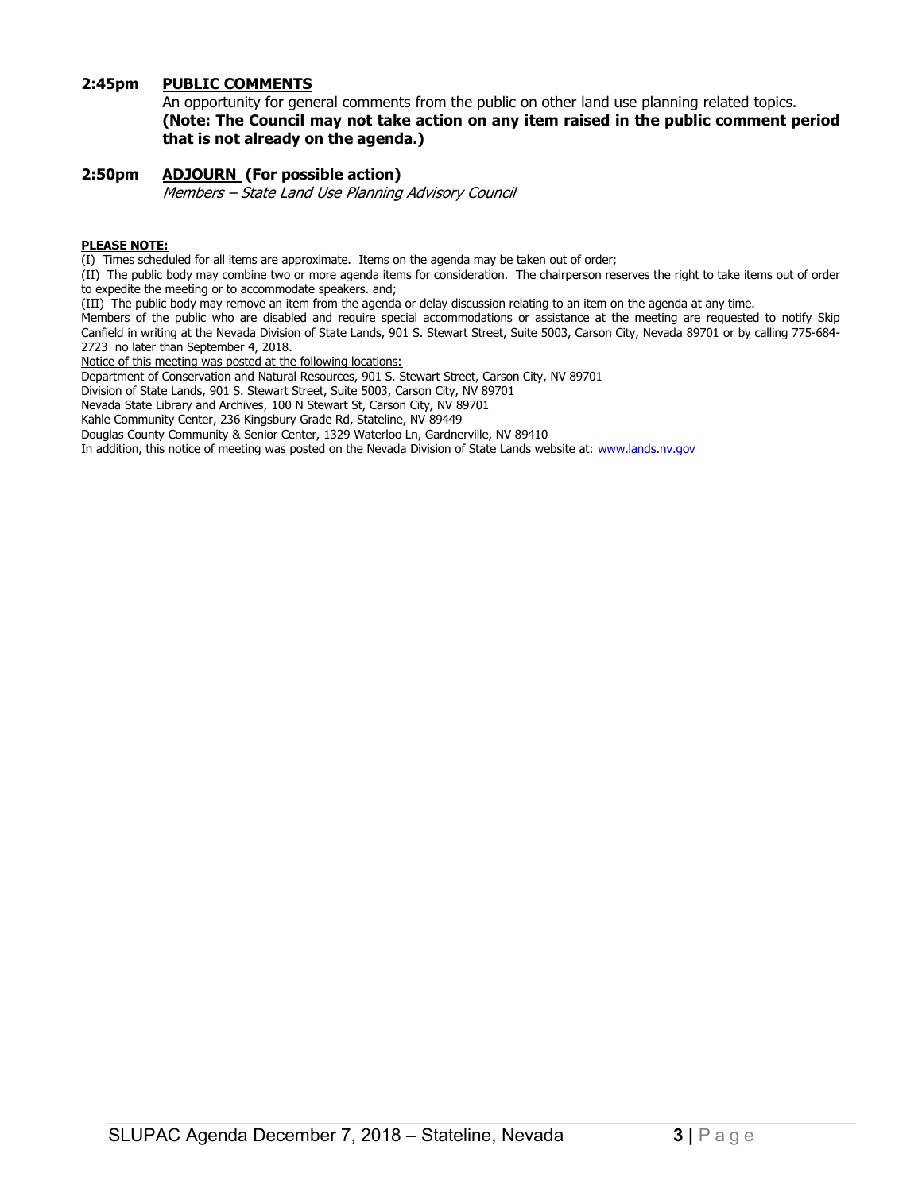**2:45pm** **PUBLIC COMMENTS**

An opportunity for general comments from the public on other land use planning related topics. **(Note: The Council may not take action on any item raised in the public comment period that is not already on the agenda.)**

**2:50pm** **ADJOURN (For possible action)**

*Members – State Land Use Planning Advisory Council*

**PLEASE NOTE:**

(I) Times scheduled for all items are approximate. Items on the agenda may be taken out of order;

(II) The public body may combine two or more agenda items for consideration. The chairperson reserves the right to take items out of order to expedite the meeting or to accommodate speakers. and;

(III) The public body may remove an item from the agenda or delay discussion relating to an item on the agenda at any time.

Members of the public who are disabled and require special accommodations or assistance at the meeting are requested to notify Skip Canfield in writing at the Nevada Division of State Lands, 901 S. Stewart Street, Suite 5003, Carson City, Nevada 89701 or by calling 775-684-2723 no later than September 4, 2018.

Notice of this meeting was posted at the following locations:

Department of Conservation and Natural Resources, 901 S. Stewart Street, Carson City, NV 89701

Division of State Lands, 901 S. Stewart Street, Suite 5003, Carson City, NV 89701

Nevada State Library and Archives, 100 N Stewart St, Carson City, NV 89701

Kahle Community Center, 236 Kingsbury Grade Rd, Stateline, NV 89449

Douglas County Community & Senior Center, 1329 Waterloo Ln, Gardnerville, NV 89410

In addition, this notice of meeting was posted on the Nevada Division of State Lands website at: www.lands.nv.gov